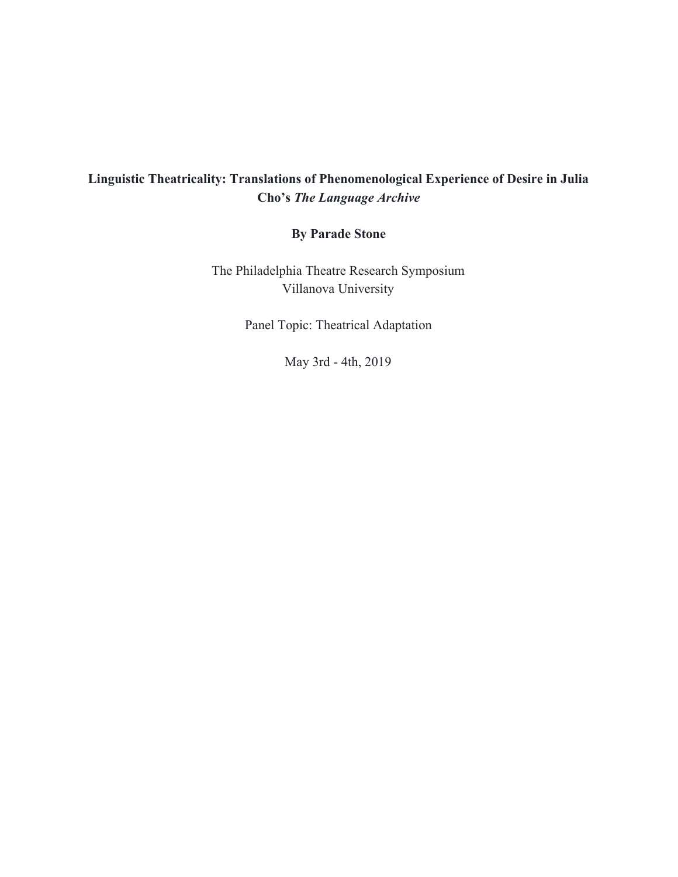# Linguistic Theatricality: Translations of Phenomenological Experience of Desire in Julia Cho's *The Language Archive*

**By Parade Stone**

The Philadelphia Theatre Research Symposium
Villanova University

Panel Topic: Theatrical Adaptation

May 3rd - 4th, 2019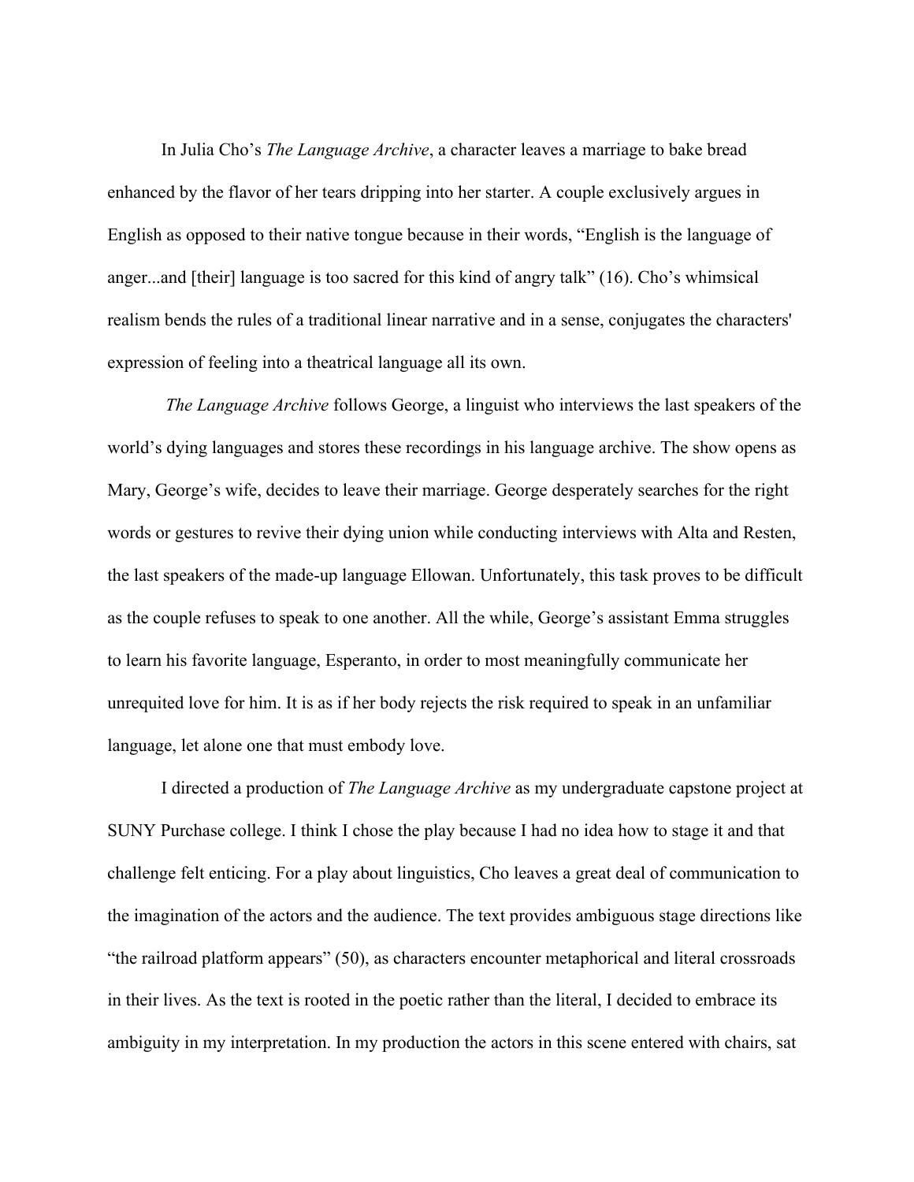In Julia Cho's *The Language Archive*, a character leaves a marriage to bake bread enhanced by the flavor of her tears dripping into her starter. A couple exclusively argues in English as opposed to their native tongue because in their words, "English is the language of anger...and [their] language is too sacred for this kind of angry talk" (16). Cho's whimsical realism bends the rules of a traditional linear narrative and in a sense, conjugates the characters' expression of feeling into a theatrical language all its own.

*The Language Archive* follows George, a linguist who interviews the last speakers of the world's dying languages and stores these recordings in his language archive. The show opens as Mary, George's wife, decides to leave their marriage. George desperately searches for the right words or gestures to revive their dying union while conducting interviews with Alta and Resten, the last speakers of the made-up language Ellowan. Unfortunately, this task proves to be difficult as the couple refuses to speak to one another. All the while, George's assistant Emma struggles to learn his favorite language, Esperanto, in order to most meaningfully communicate her unrequited love for him. It is as if her body rejects the risk required to speak in an unfamiliar language, let alone one that must embody love.

I directed a production of *The Language Archive* as my undergraduate capstone project at SUNY Purchase college. I think I chose the play because I had no idea how to stage it and that challenge felt enticing. For a play about linguistics, Cho leaves a great deal of communication to the imagination of the actors and the audience. The text provides ambiguous stage directions like "the railroad platform appears" (50), as characters encounter metaphorical and literal crossroads in their lives. As the text is rooted in the poetic rather than the literal, I decided to embrace its ambiguity in my interpretation. In my production the actors in this scene entered with chairs, sat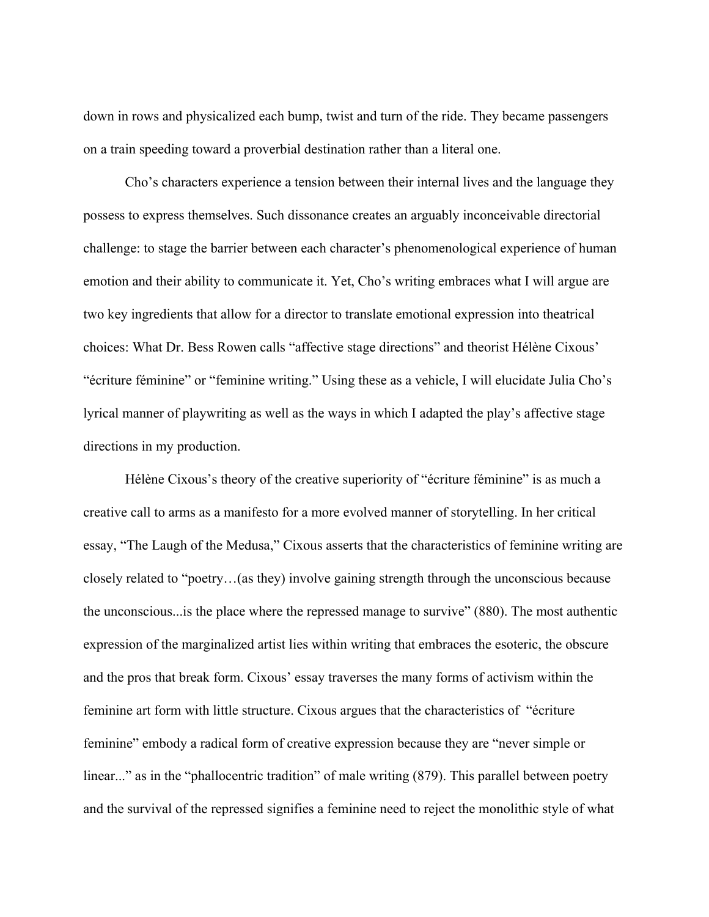down in rows and physicalized each bump, twist and turn of the ride. They became passengers on a train speeding toward a proverbial destination rather than a literal one.

Cho's characters experience a tension between their internal lives and the language they possess to express themselves. Such dissonance creates an arguably inconceivable directorial challenge: to stage the barrier between each character's phenomenological experience of human emotion and their ability to communicate it. Yet, Cho's writing embraces what I will argue are two key ingredients that allow for a director to translate emotional expression into theatrical choices: What Dr. Bess Rowen calls "affective stage directions" and theorist Hélène Cixous' "écriture féminine" or "feminine writing." Using these as a vehicle, I will elucidate Julia Cho's lyrical manner of playwriting as well as the ways in which I adapted the play's affective stage directions in my production.

Hélène Cixous's theory of the creative superiority of "écriture féminine" is as much a creative call to arms as a manifesto for a more evolved manner of storytelling. In her critical essay, "The Laugh of the Medusa," Cixous asserts that the characteristics of feminine writing are closely related to "poetry…(as they) involve gaining strength through the unconscious because the unconscious...is the place where the repressed manage to survive" (880). The most authentic expression of the marginalized artist lies within writing that embraces the esoteric, the obscure and the pros that break form. Cixous' essay traverses the many forms of activism within the feminine art form with little structure. Cixous argues that the characteristics of "écriture feminine" embody a radical form of creative expression because they are "never simple or linear..." as in the "phallocentric tradition" of male writing (879). This parallel between poetry and the survival of the repressed signifies a feminine need to reject the monolithic style of what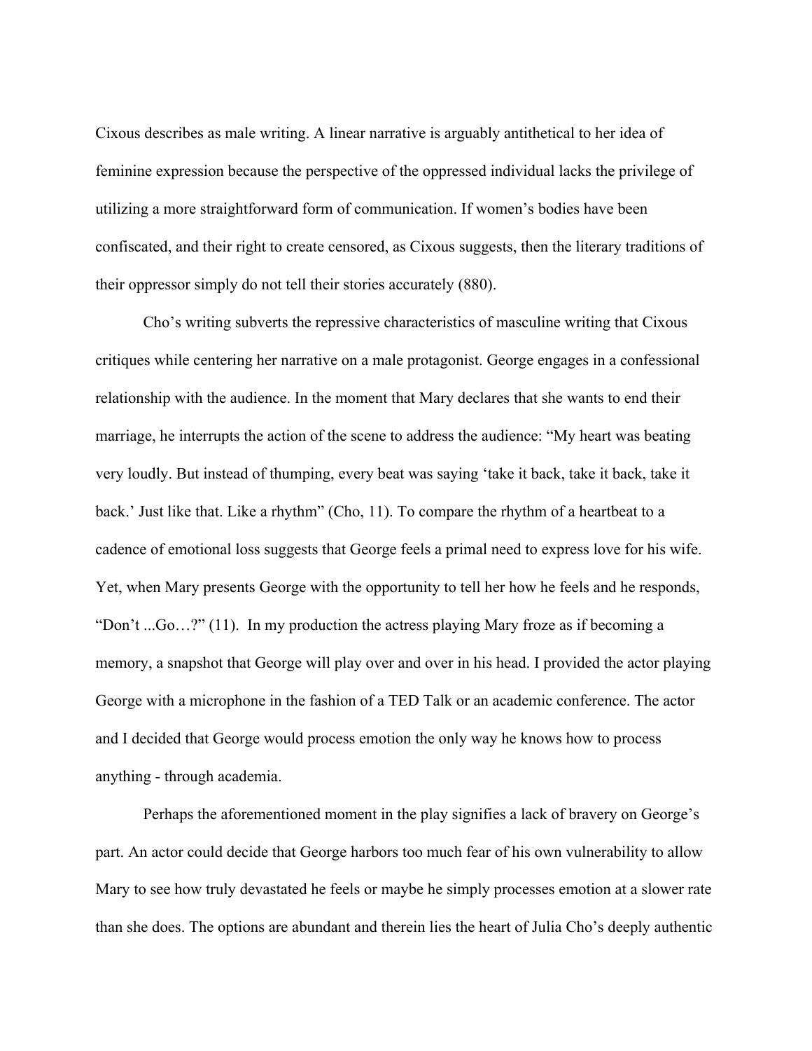Cixous describes as male writing. A linear narrative is arguably antithetical to her idea of feminine expression because the perspective of the oppressed individual lacks the privilege of utilizing a more straightforward form of communication. If women's bodies have been confiscated, and their right to create censored, as Cixous suggests, then the literary traditions of their oppressor simply do not tell their stories accurately (880).

Cho's writing subverts the repressive characteristics of masculine writing that Cixous critiques while centering her narrative on a male protagonist. George engages in a confessional relationship with the audience. In the moment that Mary declares that she wants to end their marriage, he interrupts the action of the scene to address the audience: "My heart was beating very loudly. But instead of thumping, every beat was saying 'take it back, take it back, take it back.' Just like that. Like a rhythm" (Cho, 11). To compare the rhythm of a heartbeat to a cadence of emotional loss suggests that George feels a primal need to express love for his wife. Yet, when Mary presents George with the opportunity to tell her how he feels and he responds, "Don't ...Go…?" (11). In my production the actress playing Mary froze as if becoming a memory, a snapshot that George will play over and over in his head. I provided the actor playing George with a microphone in the fashion of a TED Talk or an academic conference. The actor and I decided that George would process emotion the only way he knows how to process anything - through academia.

Perhaps the aforementioned moment in the play signifies a lack of bravery on George's part. An actor could decide that George harbors too much fear of his own vulnerability to allow Mary to see how truly devastated he feels or maybe he simply processes emotion at a slower rate than she does. The options are abundant and therein lies the heart of Julia Cho's deeply authentic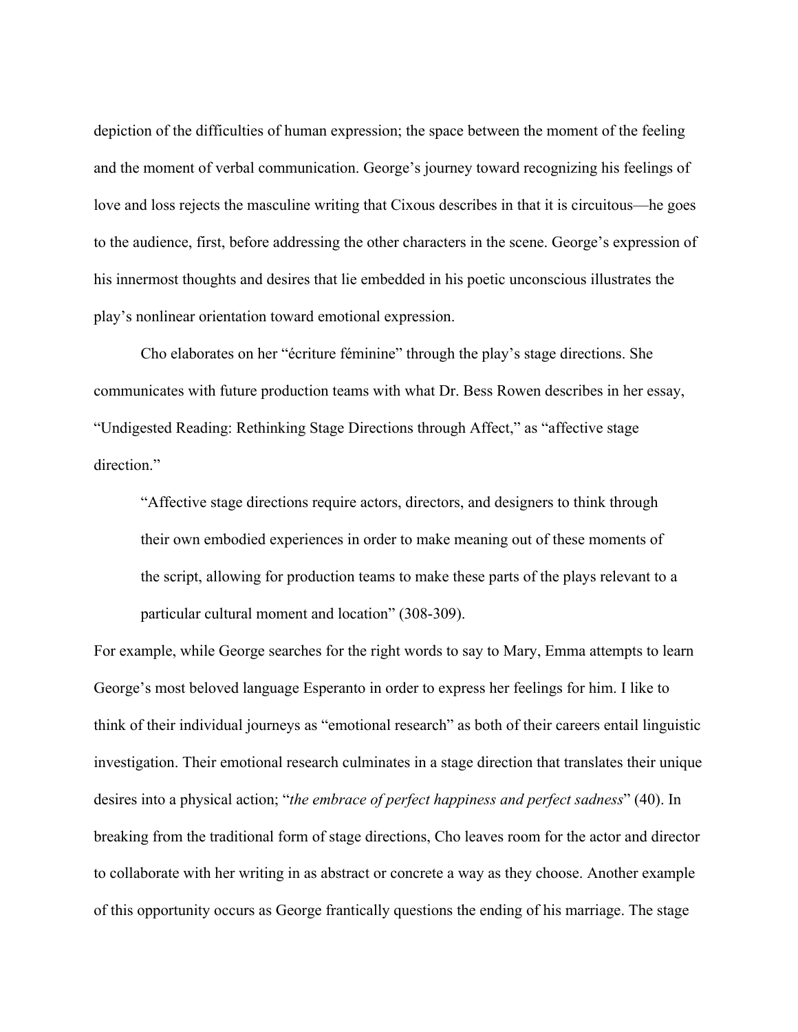depiction of the difficulties of human expression; the space between the moment of the feeling and the moment of verbal communication. George's journey toward recognizing his feelings of love and loss rejects the masculine writing that Cixous describes in that it is circuitous—he goes to the audience, first, before addressing the other characters in the scene. George's expression of his innermost thoughts and desires that lie embedded in his poetic unconscious illustrates the play's nonlinear orientation toward emotional expression.

Cho elaborates on her "écriture féminine" through the play's stage directions. She communicates with future production teams with what Dr. Bess Rowen describes in her essay, "Undigested Reading: Rethinking Stage Directions through Affect," as "affective stage direction."

> "Affective stage directions require actors, directors, and designers to think through their own embodied experiences in order to make meaning out of these moments of the script, allowing for production teams to make these parts of the plays relevant to a particular cultural moment and location" (308-309).

For example, while George searches for the right words to say to Mary, Emma attempts to learn George's most beloved language Esperanto in order to express her feelings for him. I like to think of their individual journeys as "emotional research" as both of their careers entail linguistic investigation. Their emotional research culminates in a stage direction that translates their unique desires into a physical action; "*the embrace of perfect happiness and perfect sadness*" (40). In breaking from the traditional form of stage directions, Cho leaves room for the actor and director to collaborate with her writing in as abstract or concrete a way as they choose. Another example of this opportunity occurs as George frantically questions the ending of his marriage. The stage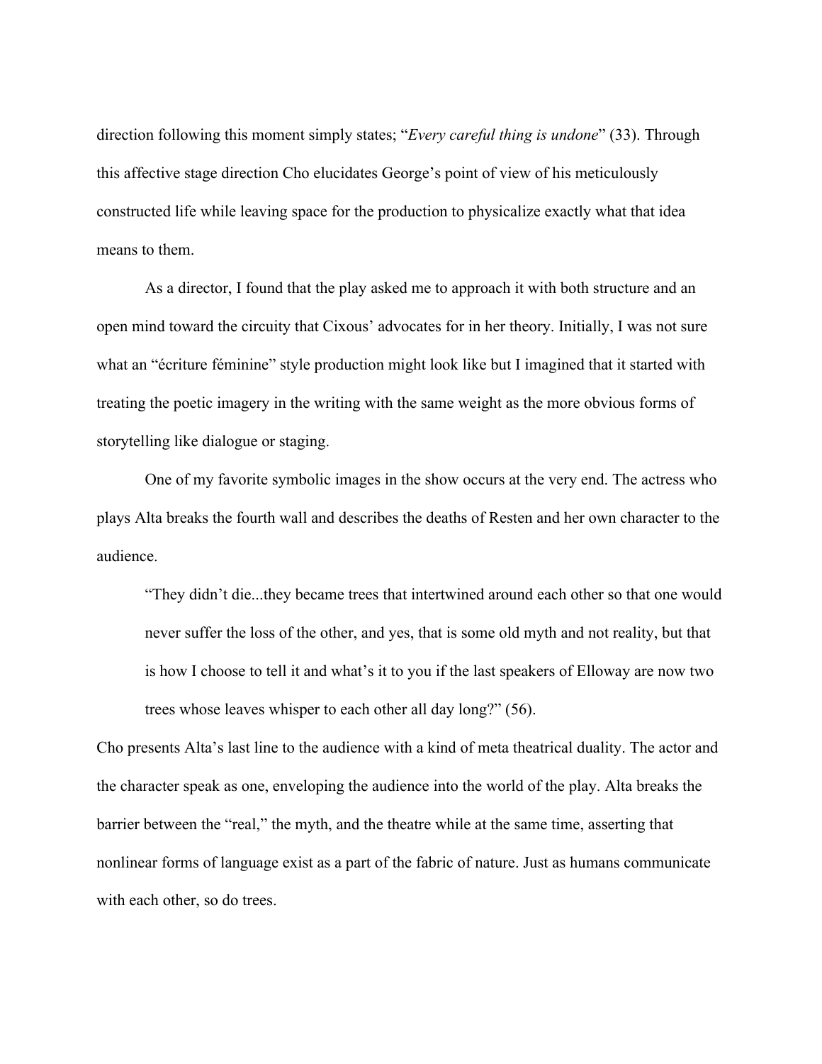direction following this moment simply states; "*Every careful thing is undone*" (33). Through this affective stage direction Cho elucidates George's point of view of his meticulously constructed life while leaving space for the production to physicalize exactly what that idea means to them.

As a director, I found that the play asked me to approach it with both structure and an open mind toward the circuity that Cixous' advocates for in her theory. Initially, I was not sure what an "écriture féminine" style production might look like but I imagined that it started with treating the poetic imagery in the writing with the same weight as the more obvious forms of storytelling like dialogue or staging.

One of my favorite symbolic images in the show occurs at the very end. The actress who plays Alta breaks the fourth wall and describes the deaths of Resten and her own character to the audience.

> "They didn't die...they became trees that intertwined around each other so that one would never suffer the loss of the other, and yes, that is some old myth and not reality, but that is how I choose to tell it and what's it to you if the last speakers of Elloway are now two trees whose leaves whisper to each other all day long?" (56).

Cho presents Alta's last line to the audience with a kind of meta theatrical duality. The actor and the character speak as one, enveloping the audience into the world of the play. Alta breaks the barrier between the "real," the myth, and the theatre while at the same time, asserting that nonlinear forms of language exist as a part of the fabric of nature. Just as humans communicate with each other, so do trees.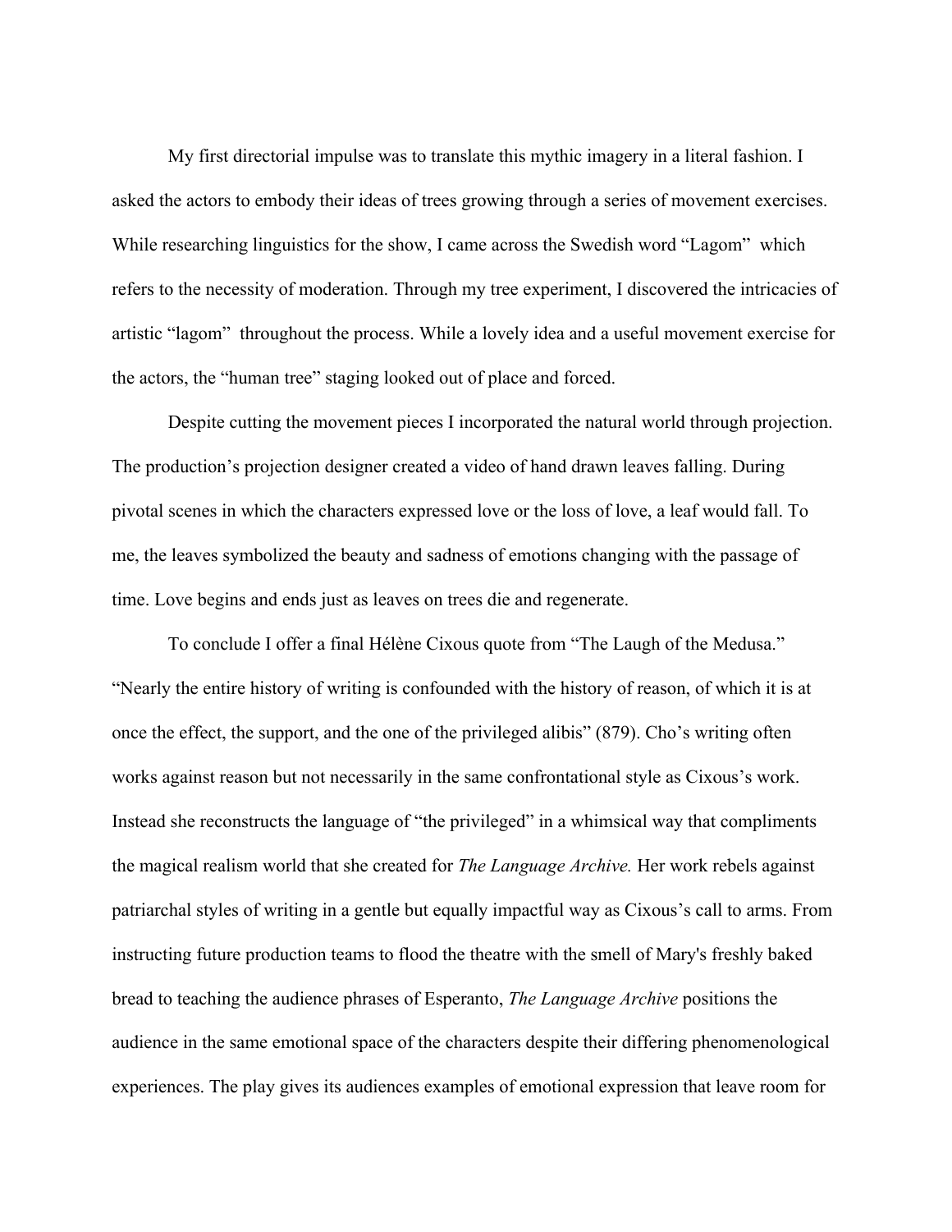My first directorial impulse was to translate this mythic imagery in a literal fashion. I asked the actors to embody their ideas of trees growing through a series of movement exercises. While researching linguistics for the show, I came across the Swedish word "Lagom" which refers to the necessity of moderation. Through my tree experiment, I discovered the intricacies of artistic "lagom" throughout the process. While a lovely idea and a useful movement exercise for the actors, the "human tree" staging looked out of place and forced.

Despite cutting the movement pieces I incorporated the natural world through projection. The production's projection designer created a video of hand drawn leaves falling. During pivotal scenes in which the characters expressed love or the loss of love, a leaf would fall. To me, the leaves symbolized the beauty and sadness of emotions changing with the passage of time. Love begins and ends just as leaves on trees die and regenerate.

To conclude I offer a final Hélène Cixous quote from "The Laugh of the Medusa." "Nearly the entire history of writing is confounded with the history of reason, of which it is at once the effect, the support, and the one of the privileged alibis" (879). Cho's writing often works against reason but not necessarily in the same confrontational style as Cixous's work. Instead she reconstructs the language of "the privileged" in a whimsical way that compliments the magical realism world that she created for *The Language Archive.* Her work rebels against patriarchal styles of writing in a gentle but equally impactful way as Cixous's call to arms. From instructing future production teams to flood the theatre with the smell of Mary's freshly baked bread to teaching the audience phrases of Esperanto, *The Language Archive* positions the audience in the same emotional space of the characters despite their differing phenomenological experiences. The play gives its audiences examples of emotional expression that leave room for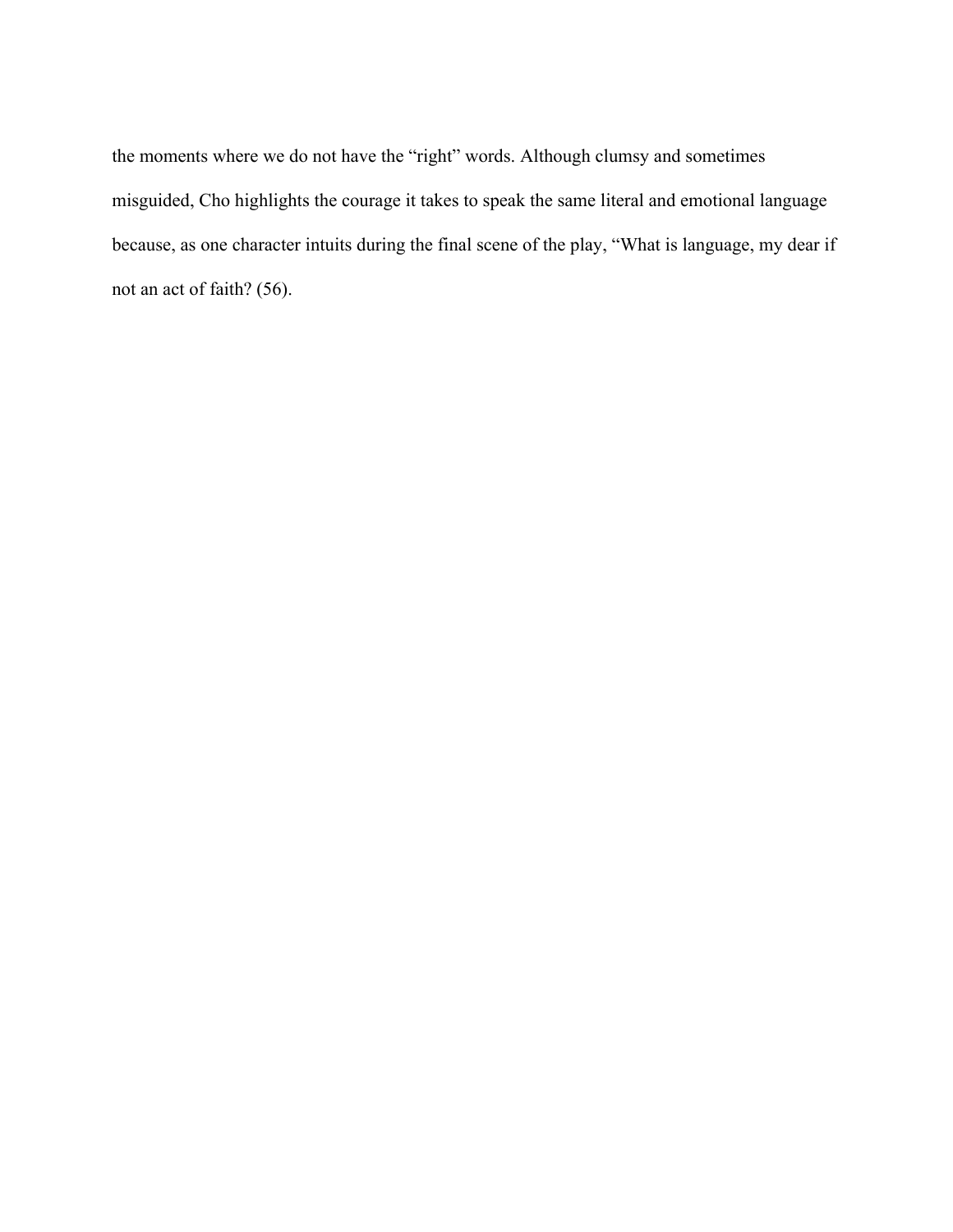the moments where we do not have the "right" words. Although clumsy and sometimes misguided, Cho highlights the courage it takes to speak the same literal and emotional language because, as one character intuits during the final scene of the play, "What is language, my dear if not an act of faith? (56).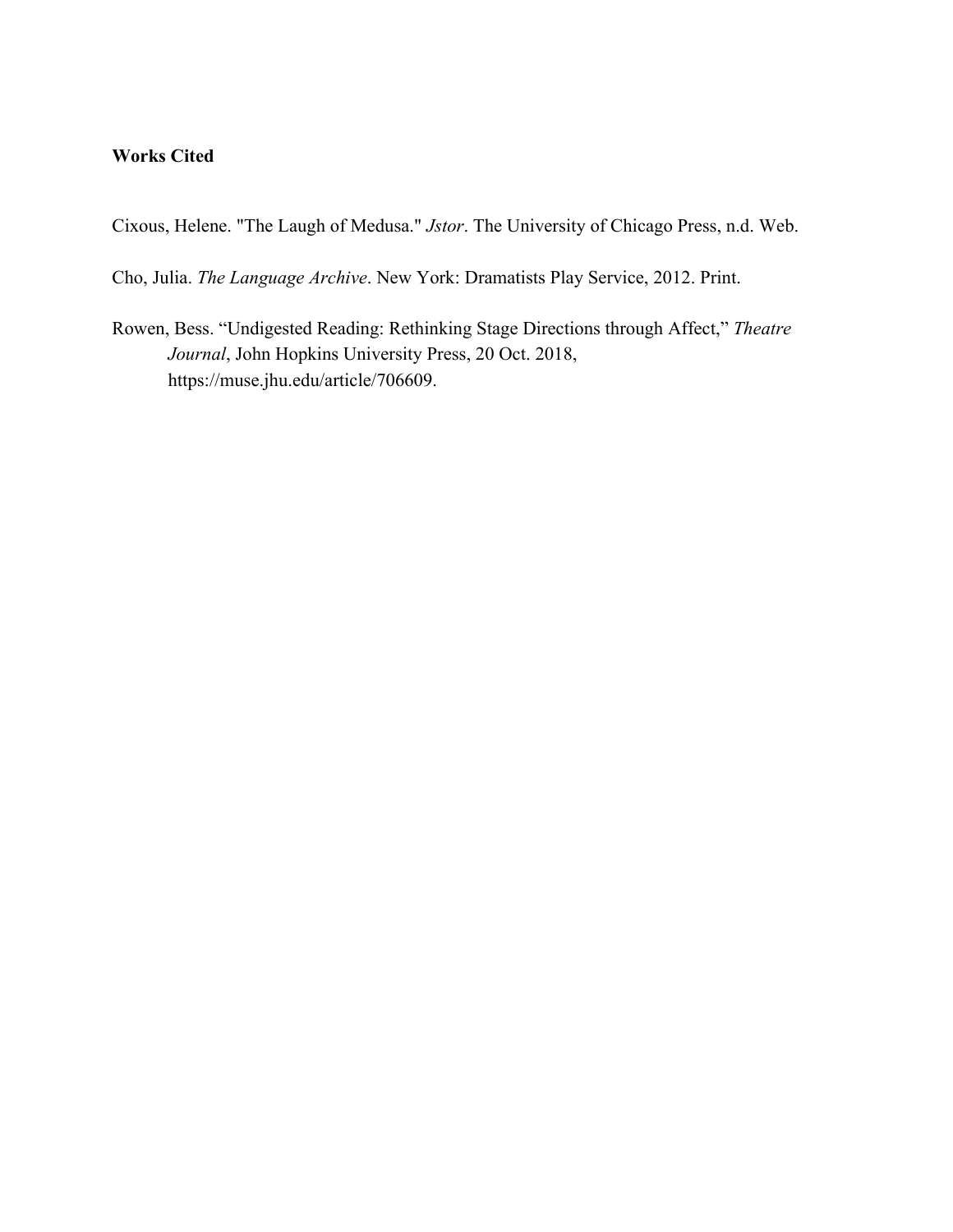**Works Cited**

Cixous, Helene. "The Laugh of Medusa." *Jstor*. The University of Chicago Press, n.d. Web.

Cho, Julia. *The Language Archive*. New York: Dramatists Play Service, 2012. Print.

Rowen, Bess. "Undigested Reading: Rethinking Stage Directions through Affect," *Theatre Journal*, John Hopkins University Press, 20 Oct. 2018, https://muse.jhu.edu/article/706609.